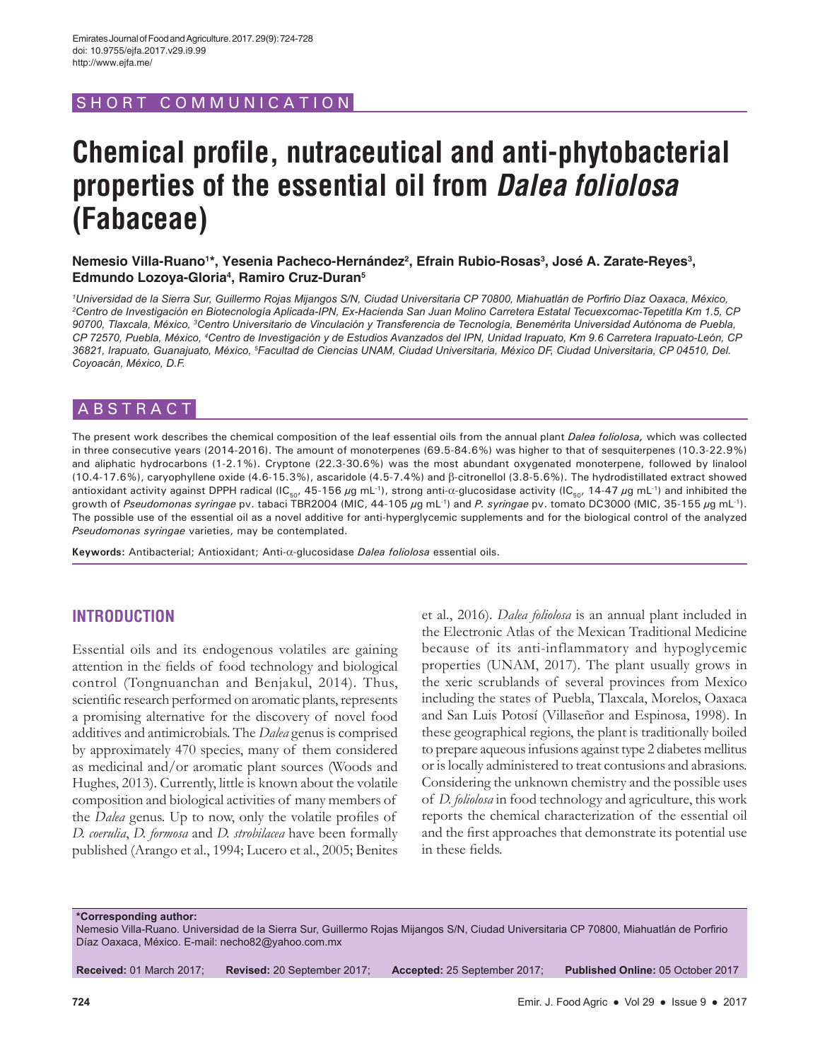SHORT COMMUNICATION

# Chemical profile, nutraceutical and anti-phytobacterial properties of the essential oil from *Dalea foliolosa* (Fabaceae)

**Nemesio Villa-Ruano[1]\*, Yesenia Pacheco-Hernández[2], Efrain Rubio-Rosas[3], José A. Zarate-Reyes[3], Edmundo Lozoya-Gloria[4], Ramiro Cruz-Duran[5]**

*[1]Universidad de la Sierra Sur, Guillermo Rojas Mijangos S/N, Ciudad Universitaria CP 70800, Miahuatlán de Porfirio Díaz Oaxaca, México, [2]Centro de Investigación en Biotecnología Aplicada-IPN, Ex-Hacienda San Juan Molino Carretera Estatal Tecuexcomac-Tepetitla Km 1.5, CP 90700, Tlaxcala, México, [3]Centro Universitario de Vinculación y Transferencia de Tecnología, Benemérita Universidad Autónoma de Puebla, CP 72570, Puebla, México, [4]Centro de Investigación y de Estudios Avanzados del IPN, Unidad Irapuato, Km 9.6 Carretera Irapuato-León, CP 36821, Irapuato, Guanajuato, México, [5]Facultad de Ciencias UNAM, Ciudad Universitaria, México DF, Ciudad Universitaria, CP 04510, Del. Coyoacán, México, D.F.*

## ABSTRACT

The present work describes the chemical composition of the leaf essential oils from the annual plant *Dalea foliolosa,* which was collected in three consecutive years (2014-2016). The amount of monoterpenes (69.5-84.6%) was higher to that of sesquiterpenes (10.3-22.9%) and aliphatic hydrocarbons (1-2.1%). Cryptone (22.3-30.6%) was the most abundant oxygenated monoterpene, followed by linalool (10.4-17.6%), caryophyllene oxide (4.6-15.3%), ascaridole (4.5-7.4%) and β-citronellol (3.8-5.6%). The hydrodistillated extract showed antioxidant activity against DPPH radical ($IC_{50}$, 45-156 $\mu$g mL$^{-1}$), strong anti-α-glucosidase activity ($IC_{50}$, 14-47 $\mu$g mL$^{-1}$) and inhibited the growth of *Pseudomonas syringae* pv. tabaci TBR2004 (MIC, 44-105 $\mu$g mL$^{-1}$) and *P. syringae* pv. tomato DC3000 (MIC, 35-155 $\mu$g mL$^{-1}$). The possible use of the essential oil as a novel additive for anti-hyperglycemic supplements and for the biological control of the analyzed *Pseudomonas syringae* varieties, may be contemplated.

**Keywords:** Antibacterial; Antioxidant; Anti-α-glucosidase *Dalea foliolosa* essential oils.

## INTRODUCTION

Essential oils and its endogenous volatiles are gaining attention in the fields of food technology and biological control (Tongnuanchan and Benjakul, 2014). Thus, scientific research performed on aromatic plants, represents a promising alternative for the discovery of novel food additives and antimicrobials. The *Dalea* genus is comprised by approximately 470 species, many of them considered as medicinal and/or aromatic plant sources (Woods and Hughes, 2013). Currently, little is known about the volatile composition and biological activities of many members of the *Dalea* genus. Up to now, only the volatile profiles of *D. coerulia*, *D. formosa* and *D. strobilacea* have been formally published (Arango et al., 1994; Lucero et al., 2005; Benites et al., 2016). *Dalea foliolosa* is an annual plant included in the Electronic Atlas of the Mexican Traditional Medicine because of its anti-inflammatory and hypoglycemic properties (UNAM, 2017). The plant usually grows in the xeric scrublands of several provinces from Mexico including the states of Puebla, Tlaxcala, Morelos, Oaxaca and San Luis Potosí (Villaseñor and Espinosa, 1998). In these geographical regions, the plant is traditionally boiled to prepare aqueous infusions against type 2 diabetes mellitus or is locally administered to treat contusions and abrasions. Considering the unknown chemistry and the possible uses of *D. foliolosa* in food technology and agriculture, this work reports the chemical characterization of the essential oil and the first approaches that demonstrate its potential use in these fields.

**\*Corresponding author:**
Nemesio Villa-Ruano. Universidad de la Sierra Sur, Guillermo Rojas Mijangos S/N, Ciudad Universitaria CP 70800, Miahuatlán de Porfirio Díaz Oaxaca, México. E-mail: necho82@yahoo.com.mx

**Received:** 01 March 2017; **Revised:** 20 September 2017; **Accepted:** 25 September 2017; **Published Online:** 05 October 2017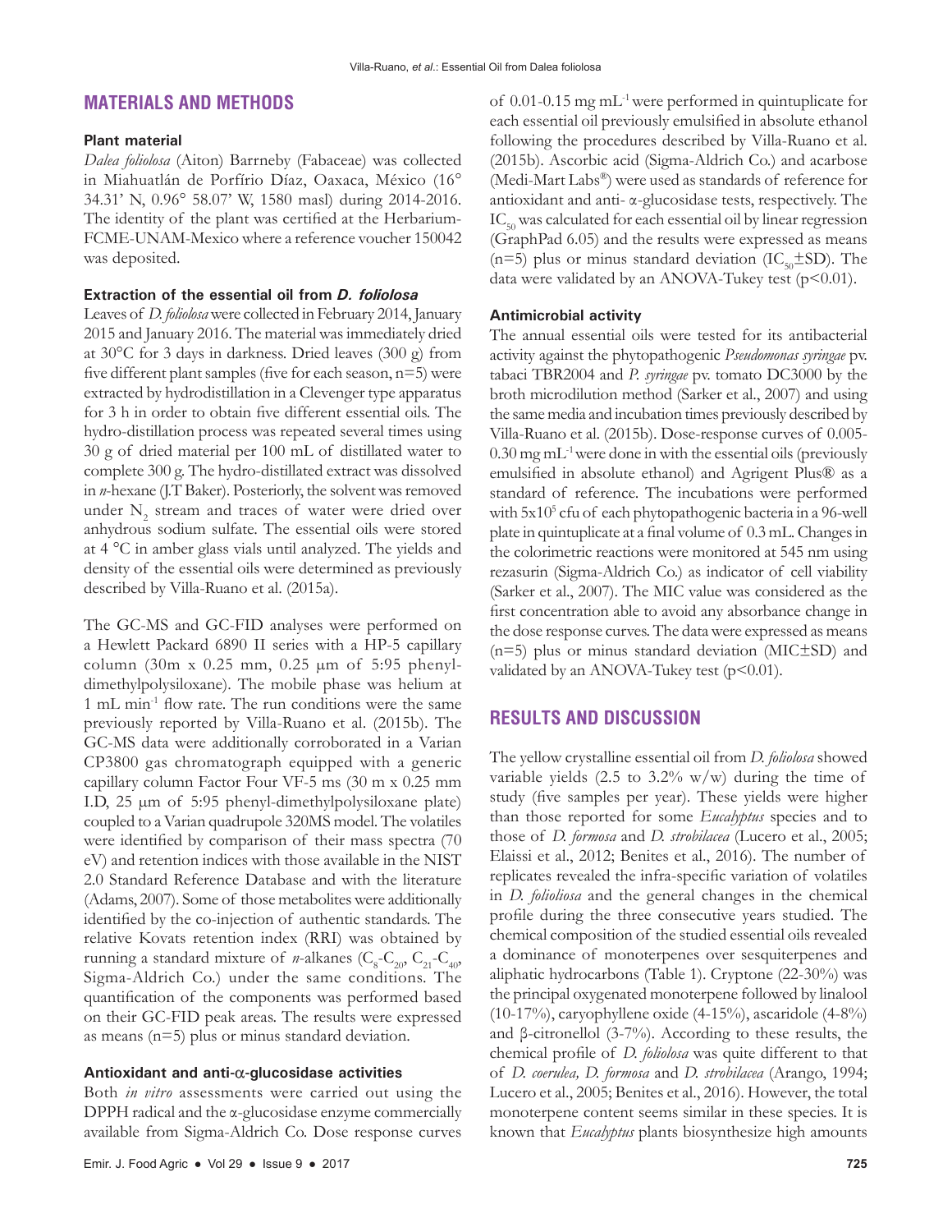## MATERIALS AND METHODS

### Plant material

*Dalea foliolosa* (Aiton) Barrneby (Fabaceae) was collected in Miahuatlán de Porfírio Díaz, Oaxaca, México (16° 34.31' N, 0.96° 58.07' W, 1580 masl) during 2014-2016. The identity of the plant was certified at the Herbarium-FCME-UNAM-Mexico where a reference voucher 150042 was deposited.

### Extraction of the essential oil from *D. foliolosa*

Leaves of *D. foliolosa* were collected in February 2014, January 2015 and January 2016. The material was immediately dried at 30°C for 3 days in darkness. Dried leaves (300 g) from five different plant samples (five for each season, n=5) were extracted by hydrodistillation in a Clevenger type apparatus for 3 h in order to obtain five different essential oils. The hydro-distillation process was repeated several times using 30 g of dried material per 100 mL of distilled water to complete 300 g. The hydro-distillated extract was dissolved in *n*-hexane (J.T Baker). Posteriorly, the solvent was removed under $N_2$ stream and traces of water were dried over anhydrous sodium sulfate. The essential oils were stored at 4 °C in amber glass vials until analyzed. The yields and density of the essential oils were determined as previously described by Villa-Ruano et al. (2015a).

The GC-MS and GC-FID analyses were performed on a Hewlett Packard 6890 II series with a HP-5 capillary column (30m x 0.25 mm, 0.25 μm of 5:95 phenyl-dimethylpolysiloxane). The mobile phase was helium at 1 mL min$^{-1}$ flow rate. The run conditions were the same previously reported by Villa-Ruano et al. (2015b). The GC-MS data were additionally corroborated in a Varian CP3800 gas chromatograph equipped with a generic capillary column Factor Four VF-5 ms (30 m x 0.25 mm I.D, 25 μm of 5:95 phenyl-dimethylpolysiloxane plate) coupled to a Varian quadrupole 320MS model. The volatiles were identified by comparison of their mass spectra (70 eV) and retention indices with those available in the NIST 2.0 Standard Reference Database and with the literature (Adams, 2007). Some of those metabolites were additionally identified by the co-injection of authentic standards. The relative Kovats retention index (RRI) was obtained by running a standard mixture of *n*-alkanes ($C_8$-$C_{20}$, $C_{21}$-$C_{40}$, Sigma-Aldrich Co.) under the same conditions. The quantification of the components was performed based on their GC-FID peak areas. The results were expressed as means (n=5) plus or minus standard deviation.

### Antioxidant and anti-α-glucosidase activities

Both *in vitro* assessments were carried out using the DPPH radical and the α-glucosidase enzyme commercially available from Sigma-Aldrich Co. Dose response curves of 0.01-0.15 mg mL$^{-1}$ were performed in quintuplicate for each essential oil previously emulsified in absolute ethanol following the procedures described by Villa-Ruano et al. (2015b). Ascorbic acid (Sigma-Aldrich Co.) and acarbose (Medi-Mart Labs®) were used as standards of reference for antioxidant and anti- α-glucosidase tests, respectively. The $IC_{50}$ was calculated for each essential oil by linear regression (GraphPad 6.05) and the results were expressed as means (n=5) plus or minus standard deviation ($IC_{50}$±SD). The data were validated by an ANOVA-Tukey test ($p<0.01$).

### Antimicrobial activity

The annual essential oils were tested for its antibacterial activity against the phytopathogenic *Pseudomonas syringae* pv. tabaci TBR2004 and *P. syringae* pv. tomato DC3000 by the broth microdilution method (Sarker et al., 2007) and using the same media and incubation times previously described by Villa-Ruano et al. (2015b). Dose-response curves of 0.005-0.30 mg mL$^{-1}$ were done in with the essential oils (previously emulsified in absolute ethanol) and Agrigent Plus® as a standard of reference. The incubations were performed with $5 \times 10^5$ cfu of each phytopathogenic bacteria in a 96-well plate in quintuplicate at a final volume of 0.3 mL. Changes in the colorimetric reactions were monitored at 545 nm using rezasurin (Sigma-Aldrich Co.) as indicator of cell viability (Sarker et al., 2007). The MIC value was considered as the first concentration able to avoid any absorbance change in the dose response curves. The data were expressed as means (n=5) plus or minus standard deviation (MIC±SD) and validated by an ANOVA-Tukey test ($p<0.01$).

## RESULTS AND DISCUSSION

The yellow crystalline essential oil from *D. foliolosa* showed variable yields (2.5 to 3.2% w/w) during the time of study (five samples per year). These yields were higher than those reported for some *Eucalyptus* species and to those of *D. formosa* and *D. strobilacea* (Lucero et al., 2005; Elaissi et al., 2012; Benites et al., 2016). The number of replicates revealed the infra-specific variation of volatiles in *D. folioliosa* and the general changes in the chemical profile during the three consecutive years studied. The chemical composition of the studied essential oils revealed a dominance of monoterpenes over sesquiterpenes and aliphatic hydrocarbons (Table 1). Cryptone (22-30%) was the principal oxygenated monoterpene followed by linalool (10-17%), caryophyllene oxide (4-15%), ascaridole (4-8%) and β-citronellol (3-7%). According to these results, the chemical profile of *D. foliolosa* was quite different to that of *D. coerulea, D. formosa* and *D. strobilacea* (Arango, 1994; Lucero et al., 2005; Benites et al., 2016). However, the total monoterpene content seems similar in these species. It is known that *Eucalyptus* plants biosynthesize high amounts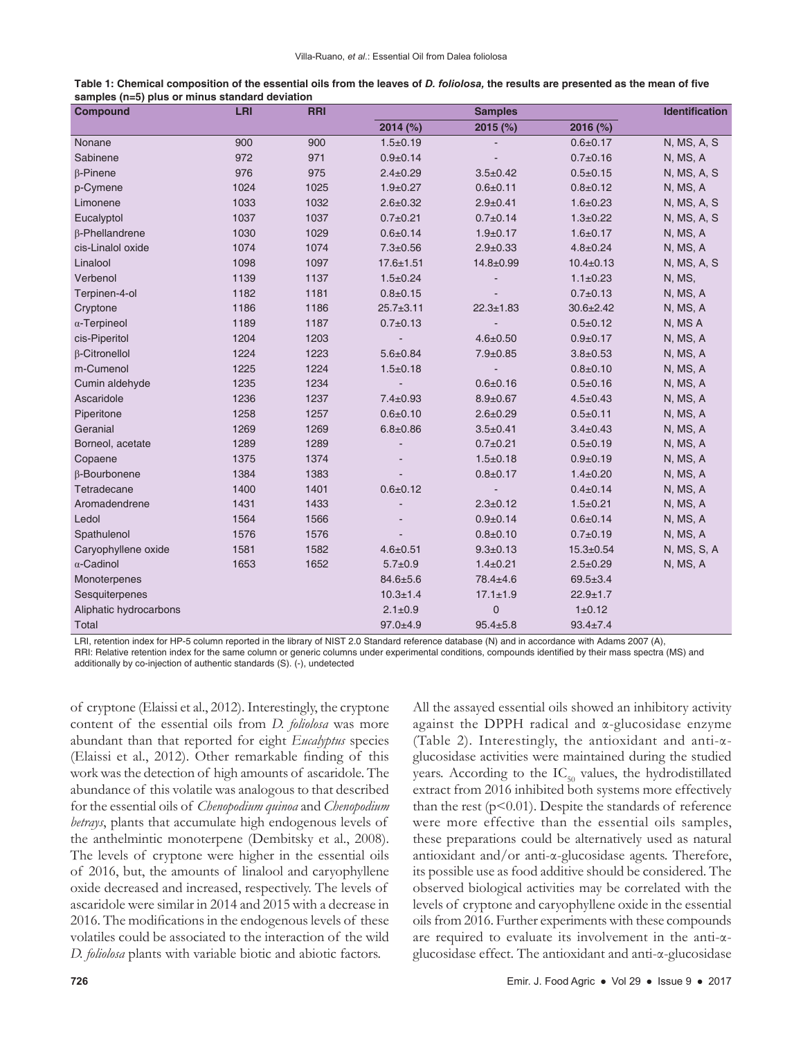**Table 1: Chemical composition of the essential oils from the leaves of *D. foliolosa,* the results are presented as the mean of five samples (n=5) plus or minus standard deviation**

| Compound | LRI | RRI | Samples | | | Identification |
|---|---|---|---|---|---|---|
| | | | 2014 (%) | 2015 (%) | 2016 (%) | |
| Nonane | 900 | 900 | 1.5±0.19 | - | 0.6±0.17 | N, MS, A, S |
| Sabinene | 972 | 971 | 0.9±0.14 | - | 0.7±0.16 | N, MS, A |
| β-Pinene | 976 | 975 | 2.4±0.29 | 3.5±0.42 | 0.5±0.15 | N, MS, A, S |
| p-Cymene | 1024 | 1025 | 1.9±0.27 | 0.6±0.11 | 0.8±0.12 | N, MS, A |
| Limonene | 1033 | 1032 | 2.6±0.32 | 2.9±0.41 | 1.6±0.23 | N, MS, A, S |
| Eucalyptol | 1037 | 1037 | 0.7±0.21 | 0.7±0.14 | 1.3±0.22 | N, MS, A, S |
| β-Phellandrene | 1030 | 1029 | 0.6±0.14 | 1.9±0.17 | 1.6±0.17 | N, MS, A |
| cis-Linalol oxide | 1074 | 1074 | 7.3±0.56 | 2.9±0.33 | 4.8±0.24 | N, MS, A |
| Linalool | 1098 | 1097 | 17.6±1.51 | 14.8±0.99 | 10.4±0.13 | N, MS, A, S |
| Verbenol | 1139 | 1137 | 1.5±0.24 | - | 1.1±0.23 | N, MS, |
| Terpinen-4-ol | 1182 | 1181 | 0.8±0.15 | - | 0.7±0.13 | N, MS, A |
| Cryptone | 1186 | 1186 | 25.7±3.11 | 22.3±1.83 | 30.6±2.42 | N, MS, A |
| α-Terpineol | 1189 | 1187 | 0.7±0.13 | - | 0.5±0.12 | N, MS A |
| cis-Piperitol | 1204 | 1203 | - | 4.6±0.50 | 0.9±0.17 | N, MS, A |
| β-Citronellol | 1224 | 1223 | 5.6±0.84 | 7.9±0.85 | 3.8±0.53 | N, MS, A |
| m-Cumenol | 1225 | 1224 | 1.5±0.18 | - | 0.8±0.10 | N, MS, A |
| Cumin aldehyde | 1235 | 1234 | - | 0.6±0.16 | 0.5±0.16 | N, MS, A |
| Ascaridole | 1236 | 1237 | 7.4±0.93 | 8.9±0.67 | 4.5±0.43 | N, MS, A |
| Piperitone | 1258 | 1257 | 0.6±0.10 | 2.6±0.29 | 0.5±0.11 | N, MS, A |
| Geranial | 1269 | 1269 | 6.8±0.86 | 3.5±0.41 | 3.4±0.43 | N, MS, A |
| Borneol, acetate | 1289 | 1289 | - | 0.7±0.21 | 0.5±0.19 | N, MS, A |
| Copaene | 1375 | 1374 | - | 1.5±0.18 | 0.9±0.19 | N, MS, A |
| β-Bourbonene | 1384 | 1383 | - | 0.8±0.17 | 1.4±0.20 | N, MS, A |
| Tetradecane | 1400 | 1401 | 0.6±0.12 | - | 0.4±0.14 | N, MS, A |
| Aromadendrene | 1431 | 1433 | - | 2.3±0.12 | 1.5±0.21 | N, MS, A |
| Ledol | 1564 | 1566 | - | 0.9±0.14 | 0.6±0.14 | N, MS, A |
| Spathulenol | 1576 | 1576 | - | 0.8±0.10 | 0.7±0.19 | N, MS, A |
| Caryophyllene oxide | 1581 | 1582 | 4.6±0.51 | 9.3±0.13 | 15.3±0.54 | N, MS, S, A |
| α-Cadinol | 1653 | 1652 | 5.7±0.9 | 1.4±0.21 | 2.5±0.29 | N, MS, A |
| Monoterpenes | | | 84.6±5.6 | 78.4±4.6 | 69.5±3.4 | |
| Sesquiterpenes | | | 10.3±1.4 | 17.1±1.9 | 22.9±1.7 | |
| Aliphatic hydrocarbons | | | 2.1±0.9 | 0 | 1±0.12 | |
| Total | | | 97.0±4.9 | 95.4±5.8 | 93.4±7.4 | |

LRI, retention index for HP-5 column reported in the library of NIST 2.0 Standard reference database (N) and in accordance with Adams 2007 (A), RRI: Relative retention index for the same column or generic columns under experimental conditions, compounds identified by their mass spectra (MS) and additionally by co-injection of authentic standards (S). (-), undetected

of cryptone (Elaissi et al., 2012). Interestingly, the cryptone content of the essential oils from *D. foliolosa* was more abundant than that reported for eight *Eucalyptus* species (Elaissi et al., 2012). Other remarkable finding of this work was the detection of high amounts of ascaridole. The abundance of this volatile was analogous to that described for the essential oils of *Chenopodium quinoa* and *Chenopodium betrays*, plants that accumulate high endogenous levels of the anthelmintic monoterpene (Dembitsky et al., 2008). The levels of cryptone were higher in the essential oils of 2016, but, the amounts of linalool and caryophyllene oxide decreased and increased, respectively. The levels of ascaridole were similar in 2014 and 2015 with a decrease in 2016. The modifications in the endogenous levels of these volatiles could be associated to the interaction of the wild *D. foliolosa* plants with variable biotic and abiotic factors.

All the assayed essential oils showed an inhibitory activity against the DPPH radical and α-glucosidase enzyme (Table 2). Interestingly, the antioxidant and anti-α-glucosidase activities were maintained during the studied years. According to the $IC_{50}$ values, the hydrodistillated extract from 2016 inhibited both systems more effectively than the rest ($p<0.01$). Despite the standards of reference were more effective than the essential oils samples, these preparations could be alternatively used as natural antioxidant and/or anti-α-glucosidase agents. Therefore, its possible use as food additive should be considered. The observed biological activities may be correlated with the levels of cryptone and caryophyllene oxide in the essential oils from 2016. Further experiments with these compounds are required to evaluate its involvement in the anti-α-glucosidase effect. The antioxidant and anti-α-glucosidase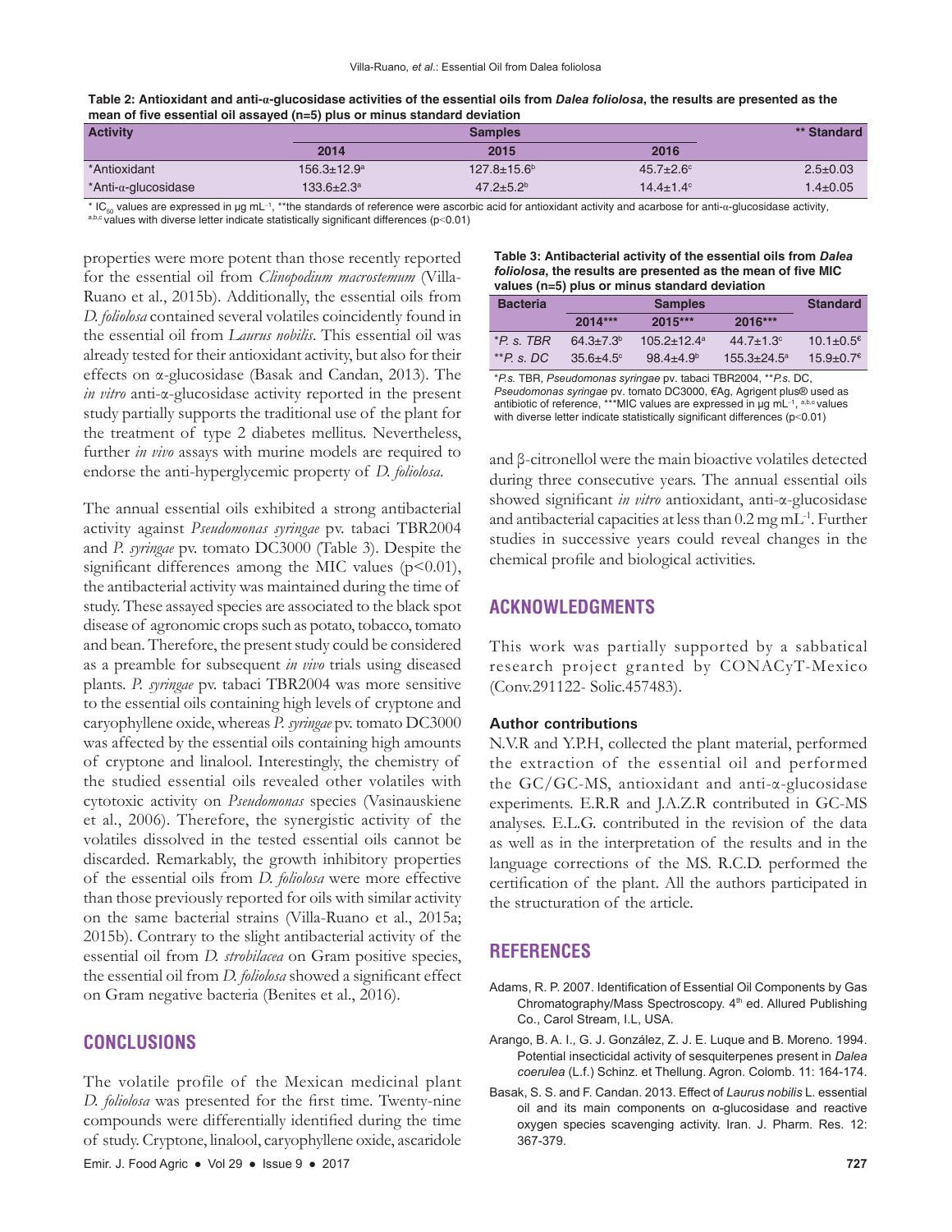**Table 2: Antioxidant and anti-α-glucosidase activities of the essential oils from *Dalea foliolosa*, the results are presented as the mean of five essential oil assayed (n=5) plus or minus standard deviation**

| Activity | Samples | | | ** Standard |
|---|---|---|---|---|
| | 2014 | 2015 | 2016 | |
| *Antioxidant | 156.3±12.9[a] | 127.8±15.6[b] | 45.7±2.6[c] | 2.5±0.03 |
| *Anti-α-glucosidase | 133.6±2.3[a] | 47.2±5.2[b] | 14.4±1.4[c] | 1.4±0.05 |

* $IC_{50}$ values are expressed in μg mL$^{-1}$, **the standards of reference were ascorbic acid for antioxidant activity and acarbose for anti-α-glucosidase activity, [a,b,c] values with diverse letter indicate statistically significant differences (p<0.01)

properties were more potent than those recently reported for the essential oil from *Clinopodium macrostemum* (Villa-Ruano et al., 2015b). Additionally, the essential oils from *D. foliolosa* contained several volatiles coincidently found in the essential oil from *Laurus nobilis*. This essential oil was already tested for their antioxidant activity, but also for their effects on α-glucosidase (Basak and Candan, 2013). The *in vitro* anti-α-glucosidase activity reported in the present study partially supports the traditional use of the plant for the treatment of type 2 diabetes mellitus. Nevertheless, further *in vivo* assays with murine models are required to endorse the anti-hyperglycemic property of *D. foliolosa*.

The annual essential oils exhibited a strong antibacterial activity against *Pseudomonas syringae* pv. tabaci TBR2004 and *P. syringae* pv. tomato DC3000 (Table 3). Despite the significant differences among the MIC values (p<0.01), the antibacterial activity was maintained during the time of study. These assayed species are associated to the black spot disease of agronomic crops such as potato, tobacco, tomato and bean. Therefore, the present study could be considered as a preamble for subsequent *in vivo* trials using diseased plants. *P. syringae* pv. tabaci TBR2004 was more sensitive to the essential oils containing high levels of cryptone and caryophyllene oxide, whereas *P. syringae* pv. tomato DC3000 was affected by the essential oils containing high amounts of cryptone and linalool. Interestingly, the chemistry of the studied essential oils revealed other volatiles with cytotoxic activity on *Pseudomonas* species (Vasinauskiene et al., 2006). Therefore, the synergistic activity of the volatiles dissolved in the tested essential oils cannot be discarded. Remarkably, the growth inhibitory properties of the essential oils from *D. foliolosa* were more effective than those previously reported for oils with similar activity on the same bacterial strains (Villa-Ruano et al., 2015a; 2015b). Contrary to the slight antibacterial activity of the essential oil from *D. strobilacea* on Gram positive species, the essential oil from *D. foliolosa* showed a significant effect on Gram negative bacteria (Benites et al., 2016).

## CONCLUSIONS

The volatile profile of the Mexican medicinal plant *D. foliolosa* was presented for the first time. Twenty-nine compounds were differentially identified during the time of study. Cryptone, linalool, caryophyllene oxide, ascaridole and β-citronellol were the main bioactive volatiles detected during three consecutive years. The annual essential oils showed significant *in vitro* antioxidant, anti-α-glucosidase and antibacterial capacities at less than 0.2 mg mL$^{-1}$. Further studies in successive years could reveal changes in the chemical profile and biological activities.

**Table 3: Antibacterial activity of the essential oils from *Dalea foliolosa*, the results are presented as the mean of five MIC values (n=5) plus or minus standard deviation**

| Bacteria | Samples | | | Standard |
|---|---|---|---|---|
| | 2014*** | 2015*** | 2016*** | |
| **P. s. TBR* | 64.3±7.3[b] | 105.2±12.4[a] | 44.7±1.3[c] | 10.1±0.5[€] |
| ***P. s. DC* | 35.6±4.5[c] | 98.4±4.9[b] | 155.3±24.5[a] | 15.9±0.7[€] |

**P.s.* TBR, *Pseudomonas syringae* pv. tabaci TBR2004, ***P.s.* DC, *Pseudomonas syringae* pv. tomato DC3000, €Ag, Agrigent plus® used as antibiotic of reference, ***MIC values are expressed in μg mL$^{-1}$, [a,b,c] values with diverse letter indicate statistically significant differences (p<0.01)

## ACKNOWLEDGMENTS

This work was partially supported by a sabbatical research project granted by CONACyT-Mexico (Conv.291122- Solic.457483).

### Author contributions

N.V.R and Y.P.H, collected the plant material, performed the extraction of the essential oil and performed the GC/GC-MS, antioxidant and anti-α-glucosidase experiments. E.R.R and J.A.Z.R contributed in GC-MS analyses. E.L.G. contributed in the revision of the data as well as in the interpretation of the results and in the language corrections of the MS. R.C.D. performed the certification of the plant. All the authors participated in the structuration of the article.

## REFERENCES

Adams, R. P. 2007. Identification of Essential Oil Components by Gas Chromatography/Mass Spectroscopy. 4th ed. Allured Publishing Co., Carol Stream, I.L, USA.

Arango, B. A. I., G. J. González, Z. J. E. Luque and B. Moreno. 1994. Potential insecticidal activity of sesquiterpenes present in *Dalea coerulea* (L.f.) Schinz. et Thellung. Agron. Colomb. 11: 164-174.

Basak, S. S. and F. Candan. 2013. Effect of *Laurus nobilis* L. essential oil and its main components on α-glucosidase and reactive oxygen species scavenging activity. Iran. J. Pharm. Res. 12: 367-379.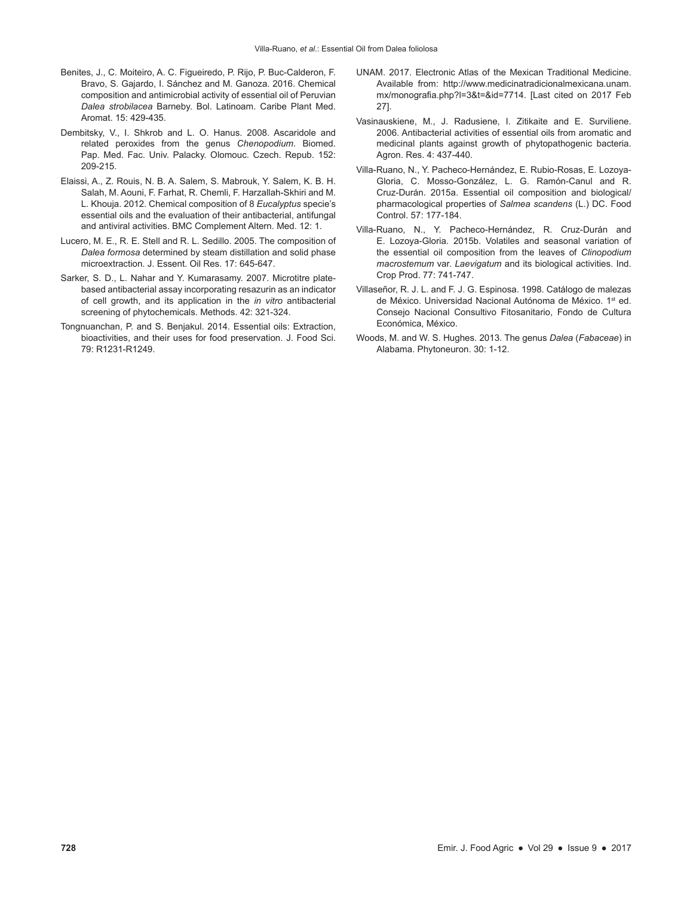Benites, J., C. Moiteiro, A. C. Figueiredo, P. Rijo, P. Buc-Calderon, F. Bravo, S. Gajardo, I. Sánchez and M. Ganoza. 2016. Chemical composition and antimicrobial activity of essential oil of Peruvian *Dalea strobilacea* Barneby. Bol. Latinoam. Caribe Plant Med. Aromat. 15: 429-435.

Dembitsky, V., I. Shkrob and L. O. Hanus. 2008. Ascaridole and related peroxides from the genus *Chenopodium*. Biomed. Pap. Med. Fac. Univ. Palacky. Olomouc. Czech. Repub. 152: 209-215.

Elaissi, A., Z. Rouis, N. B. A. Salem, S. Mabrouk, Y. Salem, K. B. H. Salah, M. Aouni, F. Farhat, R. Chemli, F. Harzallah-Skhiri and M. L. Khouja. 2012. Chemical composition of 8 *Eucalyptus* specie's essential oils and the evaluation of their antibacterial, antifungal and antiviral activities. BMC Complement Altern. Med. 12: 1.

Lucero, M. E., R. E. Stell and R. L. Sedillo. 2005. The composition of *Dalea formosa* determined by steam distillation and solid phase microextraction. J. Essent. Oil Res. 17: 645-647.

Sarker, S. D., L. Nahar and Y. Kumarasamy. 2007. Microtitre plate-based antibacterial assay incorporating resazurin as an indicator of cell growth, and its application in the *in vitro* antibacterial screening of phytochemicals. Methods. 42: 321-324.

Tongnuanchan, P. and S. Benjakul. 2014. Essential oils: Extraction, bioactivities, and their uses for food preservation. J. Food Sci. 79: R1231-R1249.

UNAM. 2017. Electronic Atlas of the Mexican Traditional Medicine. Available from: http://www.medicinatradicionalmexicana.unam.mx/monografia.php?l=3&t=&id=7714. [Last cited on 2017 Feb 27].

Vasinauskiene, M., J. Radusiene, I. Zitikaite and E. Surviliene. 2006. Antibacterial activities of essential oils from aromatic and medicinal plants against growth of phytopathogenic bacteria. Agron. Res. 4: 437-440.

Villa-Ruano, N., Y. Pacheco-Hernández, E. Rubio-Rosas, E. Lozoya-Gloria, C. Mosso-González, L. G. Ramón-Canul and R. Cruz-Durán. 2015a. Essential oil composition and biological/pharmacological properties of *Salmea scandens* (L.) DC. Food Control. 57: 177-184.

Villa-Ruano, N., Y. Pacheco-Hernández, R. Cruz-Durán and E. Lozoya-Gloria. 2015b. Volatiles and seasonal variation of the essential oil composition from the leaves of *Clinopodium macrostemum* var. *Laevigatum* and its biological activities. Ind. Crop Prod. 77: 741-747.

Villaseñor, R. J. L. and F. J. G. Espinosa. 1998. Catálogo de malezas de México. Universidad Nacional Autónoma de México. 1st ed. Consejo Nacional Consultivo Fitosanitario, Fondo de Cultura Económica, México.

Woods, M. and W. S. Hughes. 2013. The genus *Dalea* (*Fabaceae*) in Alabama. Phytoneuron. 30: 1-12.